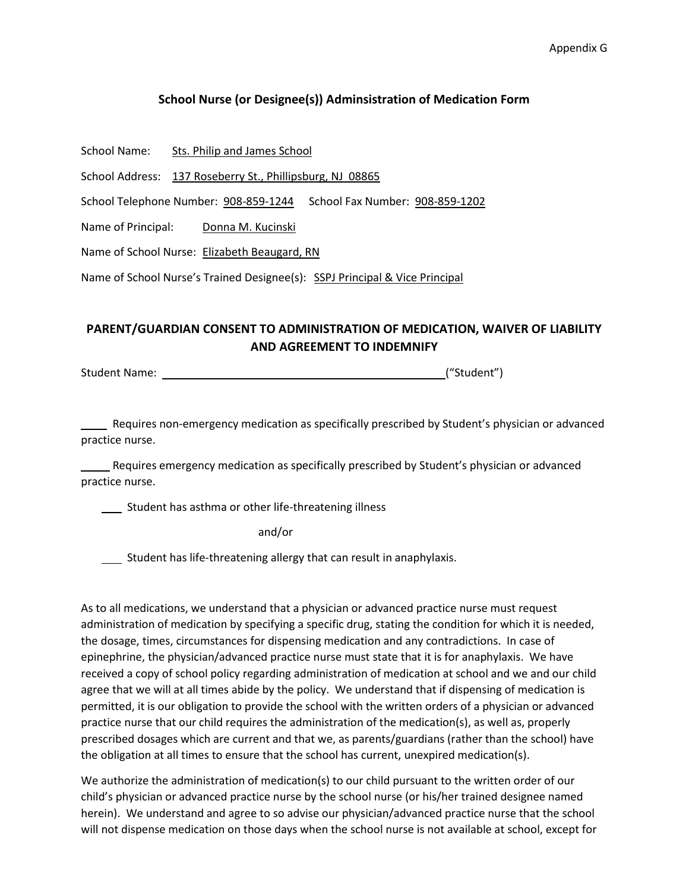Appendix G

## School Nurse (or Designee(s)) Adminsistration of Medication Form

School Name: Sts. Philip and James School

School Address: 137 Roseberry St., Phillipsburg, NJ 08865

School Telephone Number: 908-859-1244 School Fax Number: 908-859-1202

Name of Principal: Donna M. Kucinski

Name of School Nurse: Elizabeth Beaugard, RN

Name of School Nurse's Trained Designee(s): SSPJ Principal & Vice Principal

## PARENT/GUARDIAN CONSENT TO ADMINISTRATION OF MEDICATION, WAIVER OF LIABILITY AND AGREEMENT TO INDEMNIFY

Student Name: ________________________________________________("Student")

____ Requires non-emergency medication as specifically prescribed by Student's physician or advanced practice nurse.

_____ Requires emergency medication as specifically prescribed by Student's physician or advanced practice nurse.

___ Student has asthma or other life-threatening illness

and/or

___ Student has life-threatening allergy that can result in anaphylaxis.

As to all medications, we understand that a physician or advanced practice nurse must request administration of medication by specifying a specific drug, stating the condition for which it is needed, the dosage, times, circumstances for dispensing medication and any contradictions. In case of epinephrine, the physician/advanced practice nurse must state that it is for anaphylaxis. We have received a copy of school policy regarding administration of medication at school and we and our child agree that we will at all times abide by the policy. We understand that if dispensing of medication is permitted, it is our obligation to provide the school with the written orders of a physician or advanced practice nurse that our child requires the administration of the medication(s), as well as, properly prescribed dosages which are current and that we, as parents/guardians (rather than the school) have the obligation at all times to ensure that the school has current, unexpired medication(s).

We authorize the administration of medication(s) to our child pursuant to the written order of our child's physician or advanced practice nurse by the school nurse (or his/her trained designee named herein). We understand and agree to so advise our physician/advanced practice nurse that the school will not dispense medication on those days when the school nurse is not available at school, except for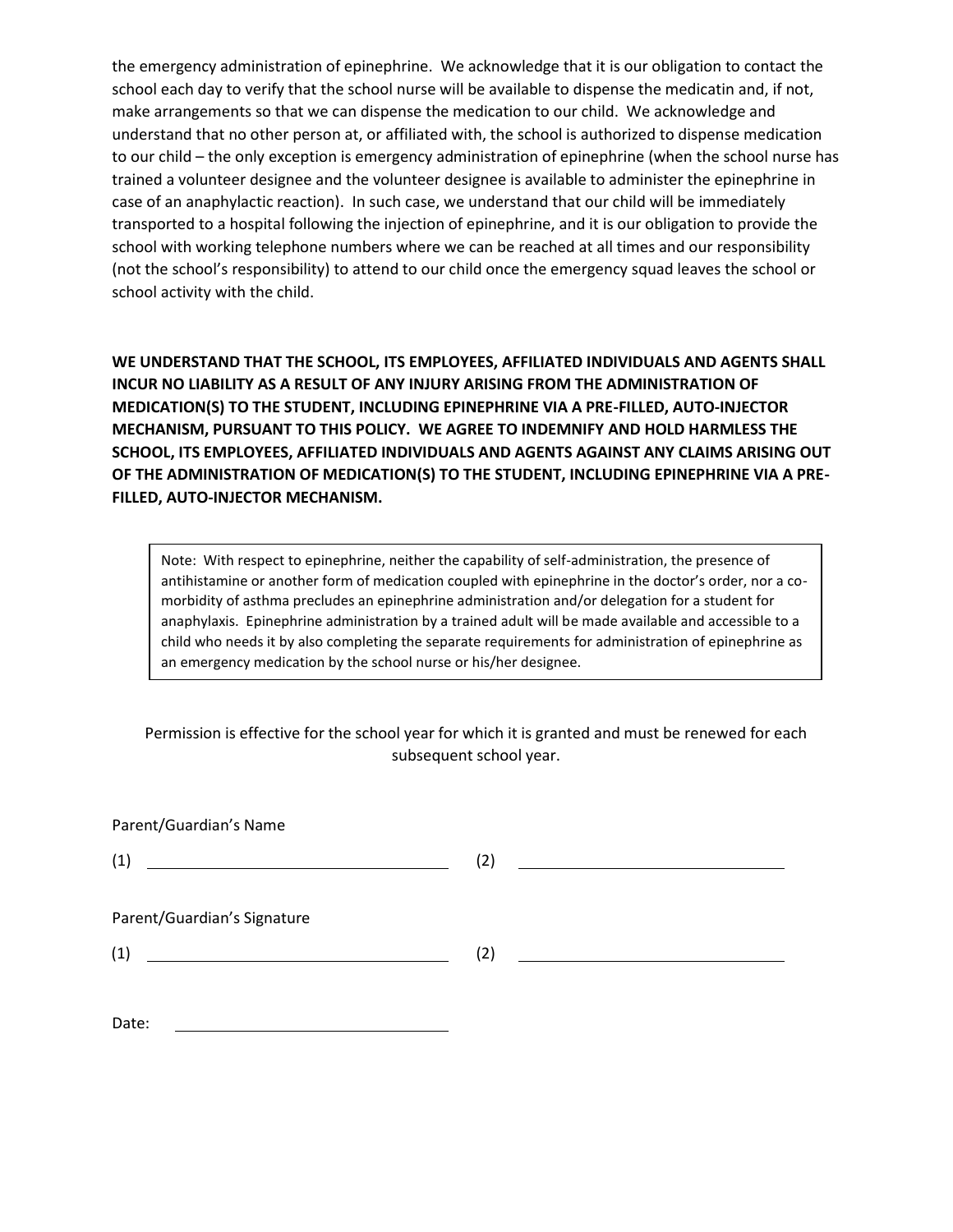the emergency administration of epinephrine. We acknowledge that it is our obligation to contact the school each day to verify that the school nurse will be available to dispense the medicatin and, if not, make arrangements so that we can dispense the medication to our child. We acknowledge and understand that no other person at, or affiliated with, the school is authorized to dispense medication to our child – the only exception is emergency administration of epinephrine (when the school nurse has trained a volunteer designee and the volunteer designee is available to administer the epinephrine in case of an anaphylactic reaction). In such case, we understand that our child will be immediately transported to a hospital following the injection of epinephrine, and it is our obligation to provide the school with working telephone numbers where we can be reached at all times and our responsibility (not the school's responsibility) to attend to our child once the emergency squad leaves the school or school activity with the child.

**WE UNDERSTAND THAT THE SCHOOL, ITS EMPLOYEES, AFFILIATED INDIVIDUALS AND AGENTS SHALL INCUR NO LIABILITY AS A RESULT OF ANY INJURY ARISING FROM THE ADMINISTRATION OF MEDICATION(S) TO THE STUDENT, INCLUDING EPINEPHRINE VIA A PRE-FILLED, AUTO-INJECTOR MECHANISM, PURSUANT TO THIS POLICY. WE AGREE TO INDEMNIFY AND HOLD HARMLESS THE SCHOOL, ITS EMPLOYEES, AFFILIATED INDIVIDUALS AND AGENTS AGAINST ANY CLAIMS ARISING OUT OF THE ADMINISTRATION OF MEDICATION(S) TO THE STUDENT, INCLUDING EPINEPHRINE VIA A PRE-FILLED, AUTO-INJECTOR MECHANISM.**

> Note: With respect to epinephrine, neither the capability of self-administration, the presence of antihistamine or another form of medication coupled with epinephrine in the doctor's order, nor a co-morbidity of asthma precludes an epinephrine administration and/or delegation for a student for anaphylaxis. Epinephrine administration by a trained adult will be made available and accessible to a child who needs it by also completing the separate requirements for administration of epinephrine as an emergency medication by the school nurse or his/her designee.

Permission is effective for the school year for which it is granted and must be renewed for each subsequent school year.

Parent/Guardian's Name

(1) ______________________________ (2) ______________________________

Parent/Guardian's Signature

(1) ______________________________ (2) ______________________________

Date: ______________________________